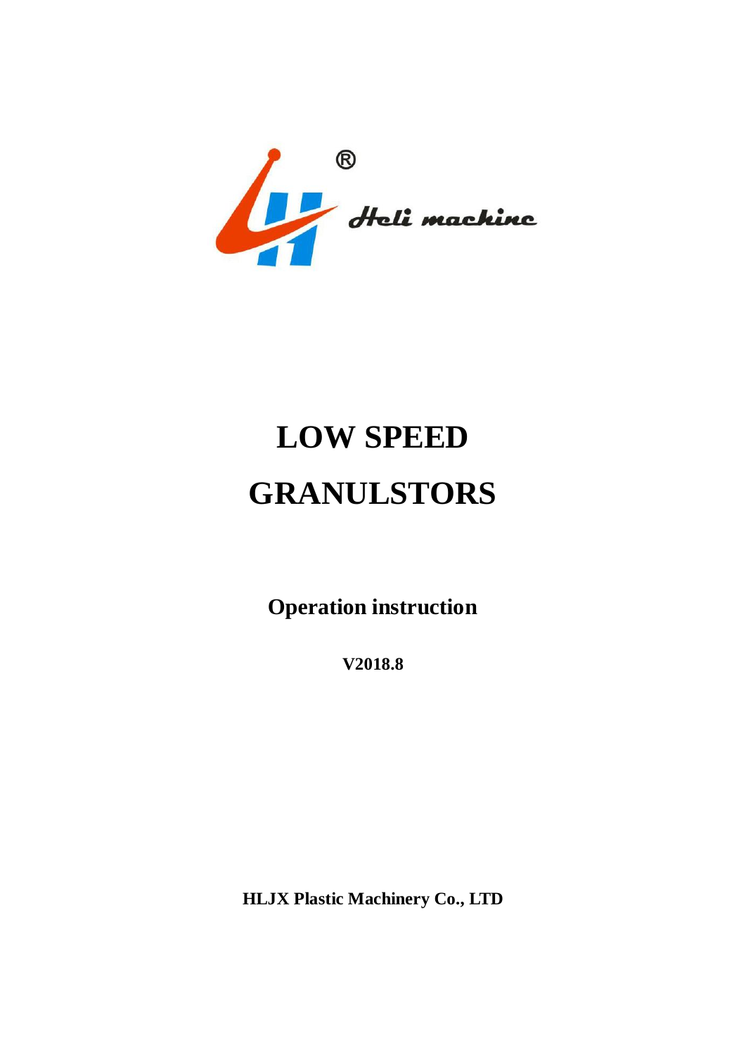Heli machine

# LOW SPEED GRANULSTORS

## Operation instruction

**V2018.8**

**HLJX Plastic Machinery Co., LTD**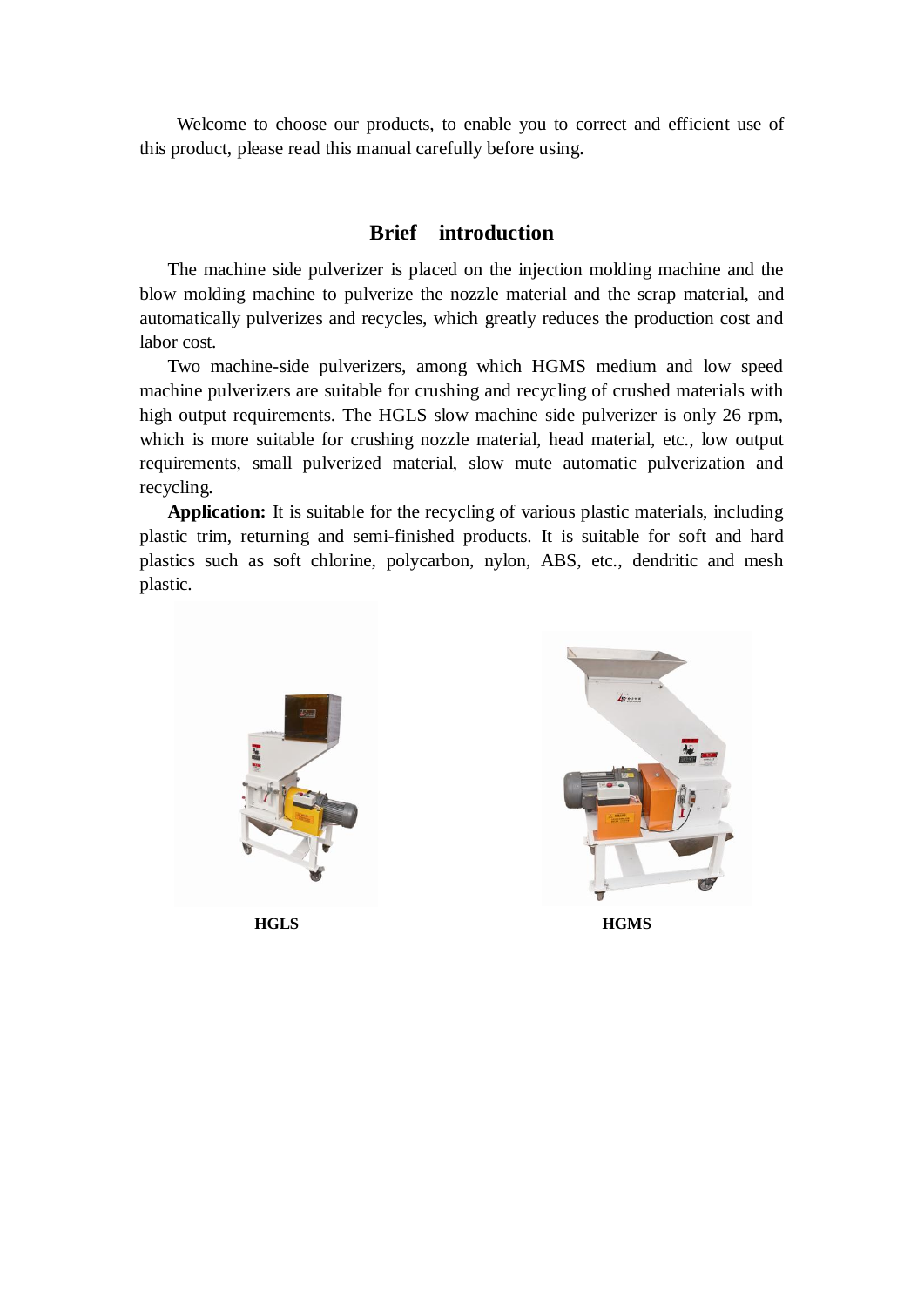Welcome to choose our products, to enable you to correct and efficient use of this product, please read this manual carefully before using.

## Brief introduction

The machine side pulverizer is placed on the injection molding machine and the blow molding machine to pulverize the nozzle material and the scrap material, and automatically pulverizes and recycles, which greatly reduces the production cost and labor cost.

Two machine-side pulverizers, among which HGMS medium and low speed machine pulverizers are suitable for crushing and recycling of crushed materials with high output requirements. The HGLS slow machine side pulverizer is only 26 rpm, which is more suitable for crushing nozzle material, head material, etc., low output requirements, small pulverized material, slow mute automatic pulverization and recycling.

**Application:** It is suitable for the recycling of various plastic materials, including plastic trim, returning and semi-finished products. It is suitable for soft and hard plastics such as soft chlorine, polycarbon, nylon, ABS, etc., dendritic and mesh plastic.

**HGLS** **HGMS**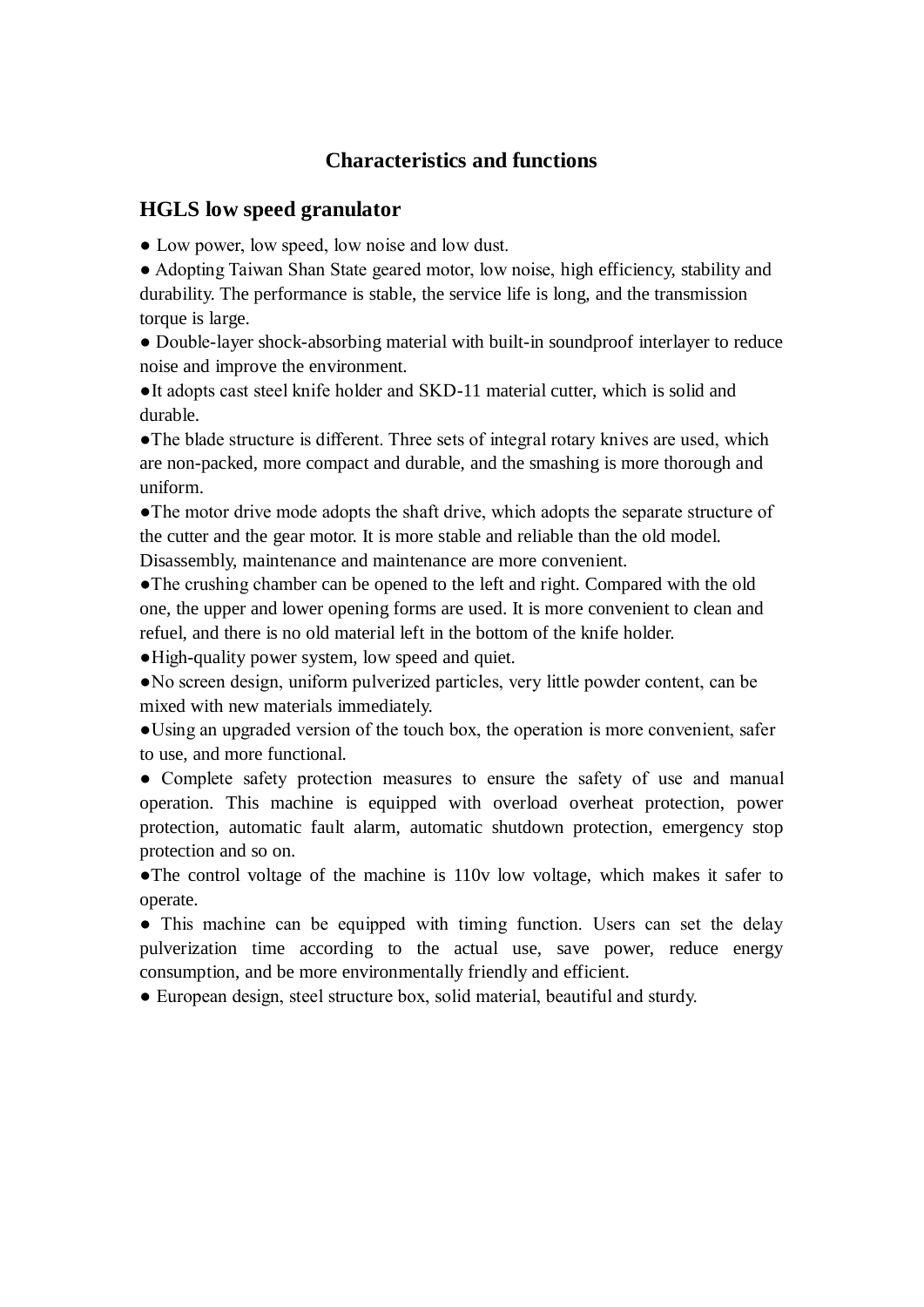## Characteristics and functions

### HGLS low speed granulator

- Low power, low speed, low noise and low dust.
- Adopting Taiwan Shan State geared motor, low noise, high efficiency, stability and durability. The performance is stable, the service life is long, and the transmission torque is large.
- Double-layer shock-absorbing material with built-in soundproof interlayer to reduce noise and improve the environment.
- It adopts cast steel knife holder and SKD-11 material cutter, which is solid and durable.
- The blade structure is different. Three sets of integral rotary knives are used, which are non-packed, more compact and durable, and the smashing is more thorough and uniform.
- The motor drive mode adopts the shaft drive, which adopts the separate structure of the cutter and the gear motor. It is more stable and reliable than the old model. Disassembly, maintenance and maintenance are more convenient.
- The crushing chamber can be opened to the left and right. Compared with the old one, the upper and lower opening forms are used. It is more convenient to clean and refuel, and there is no old material left in the bottom of the knife holder.
- High-quality power system, low speed and quiet.
- No screen design, uniform pulverized particles, very little powder content, can be mixed with new materials immediately.
- Using an upgraded version of the touch box, the operation is more convenient, safer to use, and more functional.
- Complete safety protection measures to ensure the safety of use and manual operation. This machine is equipped with overload overheat protection, power protection, automatic fault alarm, automatic shutdown protection, emergency stop protection and so on.
- The control voltage of the machine is 110v low voltage, which makes it safer to operate.
- This machine can be equipped with timing function. Users can set the delay pulverization time according to the actual use, save power, reduce energy consumption, and be more environmentally friendly and efficient.
- European design, steel structure box, solid material, beautiful and sturdy.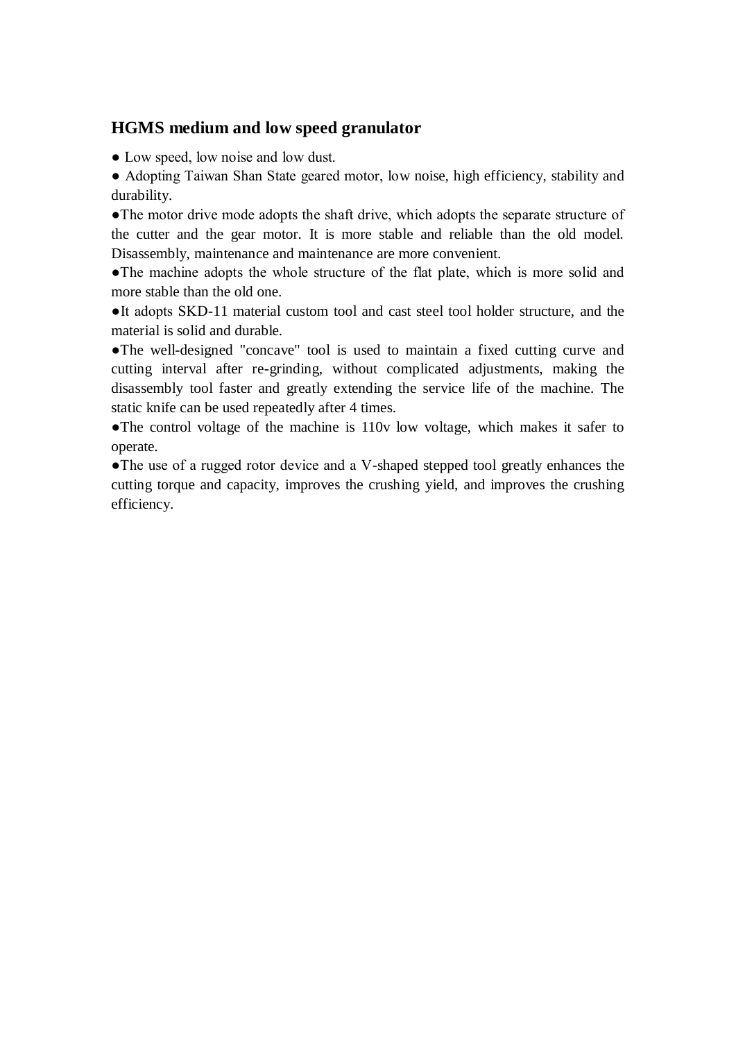## HGMS medium and low speed granulator

● Low speed, low noise and low dust.

● Adopting Taiwan Shan State geared motor, low noise, high efficiency, stability and durability.

●The motor drive mode adopts the shaft drive, which adopts the separate structure of the cutter and the gear motor. It is more stable and reliable than the old model. Disassembly, maintenance and maintenance are more convenient.

●The machine adopts the whole structure of the flat plate, which is more solid and more stable than the old one.

●It adopts SKD-11 material custom tool and cast steel tool holder structure, and the material is solid and durable.

●The well-designed "concave" tool is used to maintain a fixed cutting curve and cutting interval after re-grinding, without complicated adjustments, making the disassembly tool faster and greatly extending the service life of the machine. The static knife can be used repeatedly after 4 times.

●The control voltage of the machine is 110v low voltage, which makes it safer to operate.

●The use of a rugged rotor device and a V-shaped stepped tool greatly enhances the cutting torque and capacity, improves the crushing yield, and improves the crushing efficiency.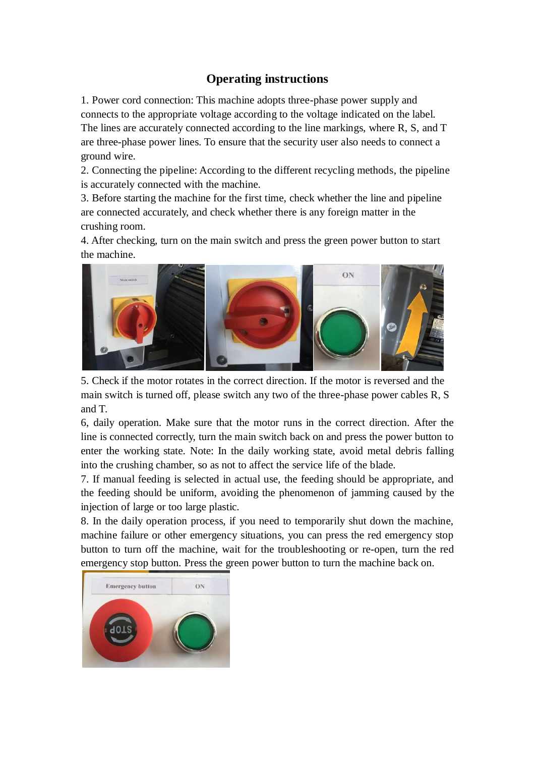# Operating instructions

1. Power cord connection: This machine adopts three-phase power supply and connects to the appropriate voltage according to the voltage indicated on the label. The lines are accurately connected according to the line markings, where R, S, and T are three-phase power lines. To ensure that the security user also needs to connect a ground wire.
2. Connecting the pipeline: According to the different recycling methods, the pipeline is accurately connected with the machine.
3. Before starting the machine for the first time, check whether the line and pipeline are connected accurately, and check whether there is any foreign matter in the crushing room.
4. After checking, turn on the main switch and press the green power button to start the machine.
5. Check if the motor rotates in the correct direction. If the motor is reversed and the main switch is turned off, please switch any two of the three-phase power cables R, S and T.
6, daily operation. Make sure that the motor runs in the correct direction. After the line is connected correctly, turn the main switch back on and press the power button to enter the working state. Note: In the daily working state, avoid metal debris falling into the crushing chamber, so as not to affect the service life of the blade.
7. If manual feeding is selected in actual use, the feeding should be appropriate, and the feeding should be uniform, avoiding the phenomenon of jamming caused by the injection of large or too large plastic.
8. In the daily operation process, if you need to temporarily shut down the machine, machine failure or other emergency situations, you can press the red emergency stop button to turn off the machine, wait for the troubleshooting or re-open, turn the red emergency stop button. Press the green power button to turn the machine back on.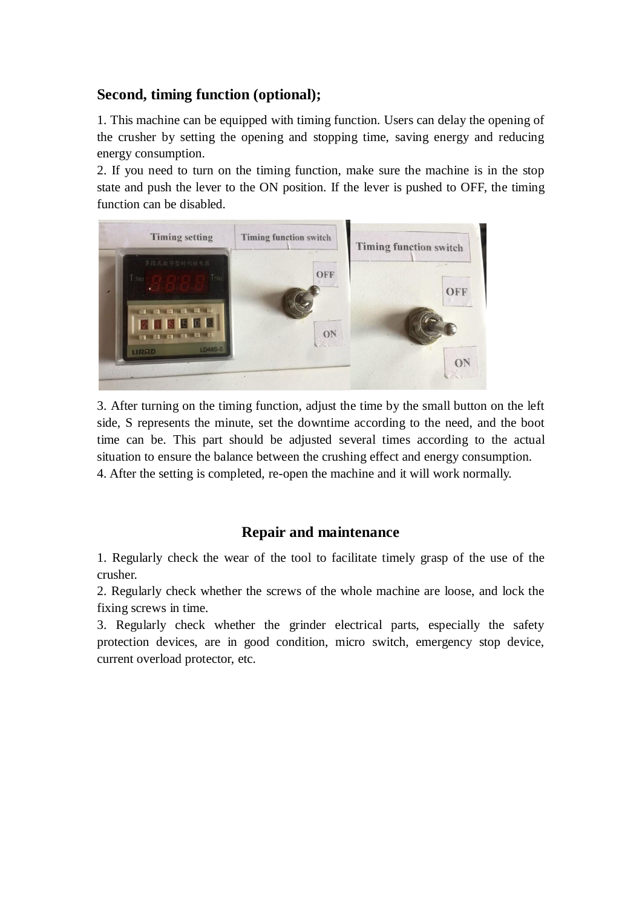## Second, timing function (optional);

1. This machine can be equipped with timing function. Users can delay the opening of the crusher by setting the opening and stopping time, saving energy and reducing energy consumption.
2. If you need to turn on the timing function, make sure the machine is in the stop state and push the lever to the ON position. If the lever is pushed to OFF, the timing function can be disabled.

3. After turning on the timing function, adjust the time by the small button on the left side, S represents the minute, set the downtime according to the need, and the boot time can be. This part should be adjusted several times according to the actual situation to ensure the balance between the crushing effect and energy consumption.
4. After the setting is completed, re-open the machine and it will work normally.

## Repair and maintenance

1. Regularly check the wear of the tool to facilitate timely grasp of the use of the crusher.
2. Regularly check whether the screws of the whole machine are loose, and lock the fixing screws in time.
3. Regularly check whether the grinder electrical parts, especially the safety protection devices, are in good condition, micro switch, emergency stop device, current overload protector, etc.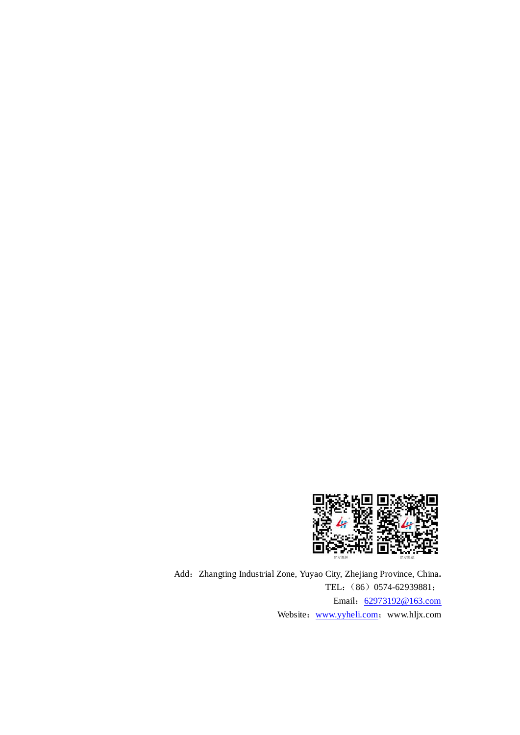Add：Zhangting Industrial Zone, Yuyao City, Zhejiang Province, China.

TEL：（86）0574-62939881；

Email：62973192@163.com

Website：www.yyheli.com；www.hljx.com